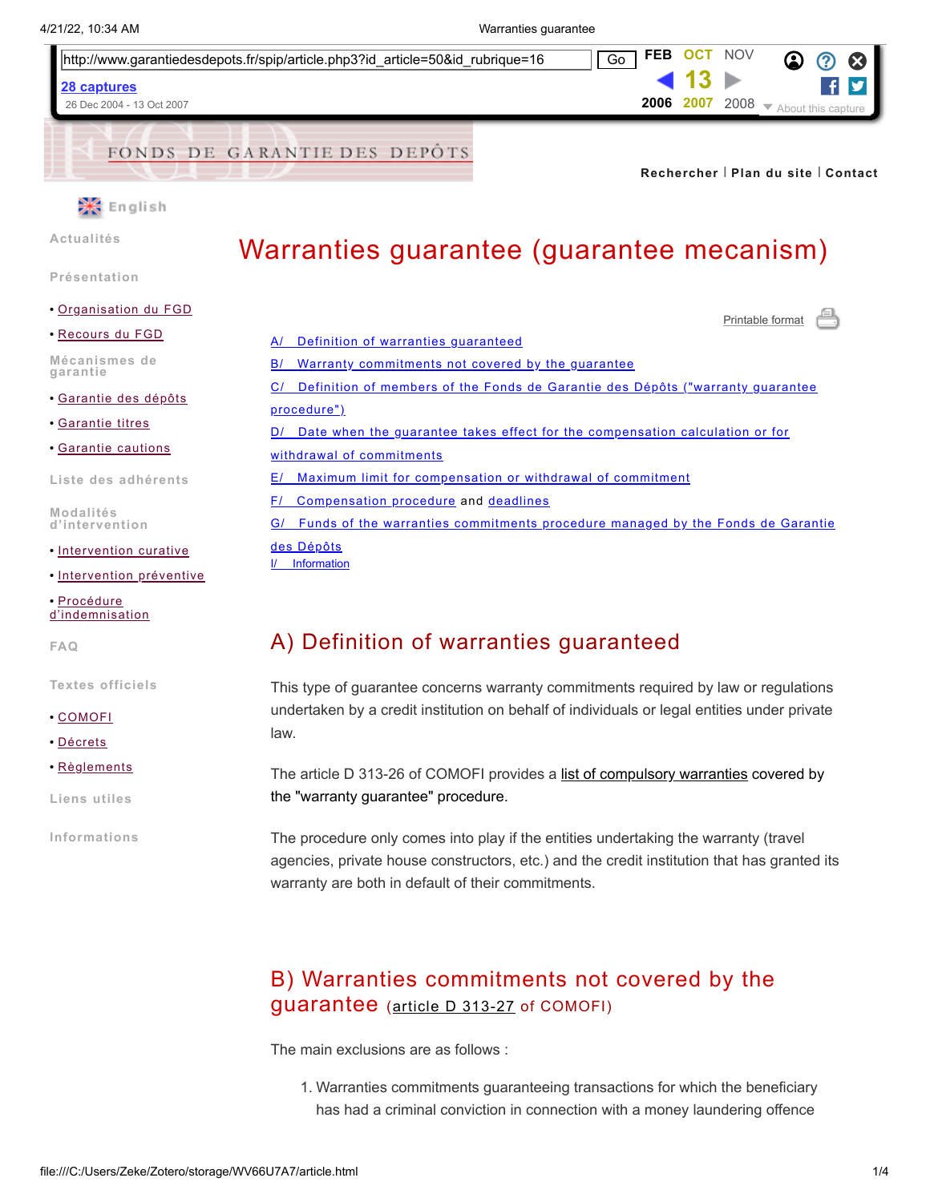FONDS DE GARANTIE DES DEPÔTS

Rechercher | Plan du site | Contact

English

Actualités

Présentation

- Organisation du FGD
- Recours du FGD

Mécanismes de garantie

- Garantie des dépôts
- Garantie titres
- Garantie cautions

Liste des adhérents

Modalités d'intervention

- Intervention curative
- Intervention préventive
- Procédure d'indemnisation

FAQ

Textes officiels

- COMOFI
- Décrets
- Règlements

Liens utiles

Informations

# Warranties guarantee (guarantee mecanism)

Printable format

A/ Definition of warranties guaranteed

B/ Warranty commitments not covered by the guarantee

C/ Definition of members of the Fonds de Garantie des Dépôts ("warranty guarantee procedure")

D/ Date when the guarantee takes effect for the compensation calculation or for withdrawal of commitments

E/ Maximum limit for compensation or withdrawal of commitment

F/ Compensation procedure and deadlines

G/ Funds of the warranties commitments procedure managed by the Fonds de Garantie des Dépôts

I/ Information

## A) Definition of warranties guaranteed

This type of guarantee concerns warranty commitments required by law or regulations undertaken by a credit institution on behalf of individuals or legal entities under private law.

The article D 313-26 of COMOFI provides a list of compulsory warranties covered by the "warranty guarantee" procedure.

The procedure only comes into play if the entities undertaking the warranty (travel agencies, private house constructors, etc.) and the credit institution that has granted its warranty are both in default of their commitments.

## B) Warranties commitments not covered by the guarantee (article D 313-27 of COMOFI)

The main exclusions are as follows :

1. Warranties commitments guaranteeing transactions for which the beneficiary has had a criminal conviction in connection with a money laundering offence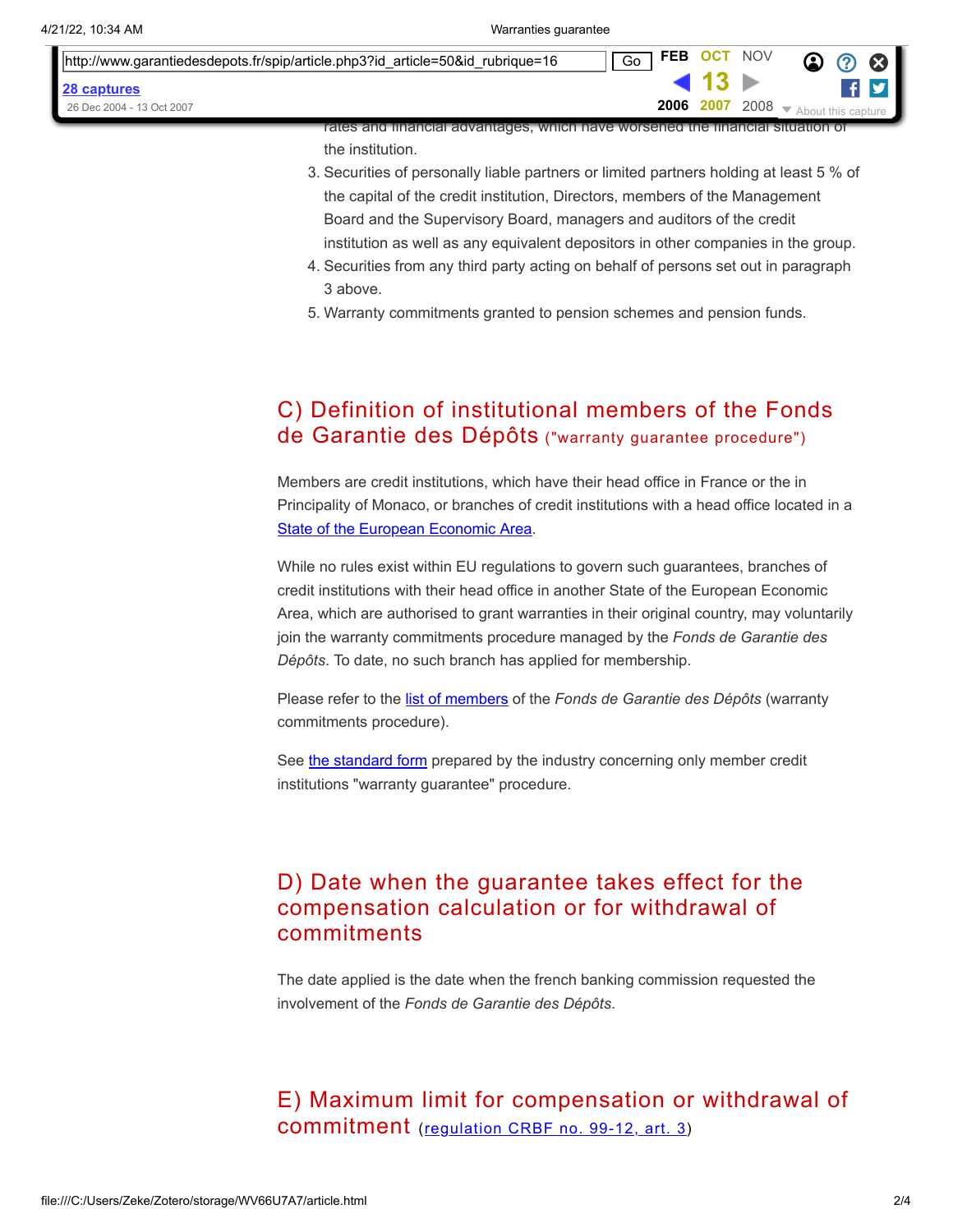rates and financial advantages, which have worsened the financial situation of the institution.

3. Securities of personally liable partners or limited partners holding at least 5 % of the capital of the credit institution, Directors, members of the Management Board and the Supervisory Board, managers and auditors of the credit institution as well as any equivalent depositors in other companies in the group.
4. Securities from any third party acting on behalf of persons set out in paragraph 3 above.
5. Warranty commitments granted to pension schemes and pension funds.

## C) Definition of institutional members of the Fonds de Garantie des Dépôts ("warranty guarantee procedure")

Members are credit institutions, which have their head office in France or the in Principality of Monaco, or branches of credit institutions with a head office located in a State of the European Economic Area.

While no rules exist within EU regulations to govern such guarantees, branches of credit institutions with their head office in another State of the European Economic Area, which are authorised to grant warranties in their original country, may voluntarily join the warranty commitments procedure managed by the *Fonds de Garantie des Dépôts*. To date, no such branch has applied for membership.

Please refer to the list of members of the *Fonds de Garantie des Dépôts* (warranty commitments procedure).

See the standard form prepared by the industry concerning only member credit institutions "warranty guarantee" procedure.

## D) Date when the guarantee takes effect for the compensation calculation or for withdrawal of commitments

The date applied is the date when the french banking commission requested the involvement of the *Fonds de Garantie des Dépôts*.

## E) Maximum limit for compensation or withdrawal of commitment (regulation CRBF no. 99-12, art. 3)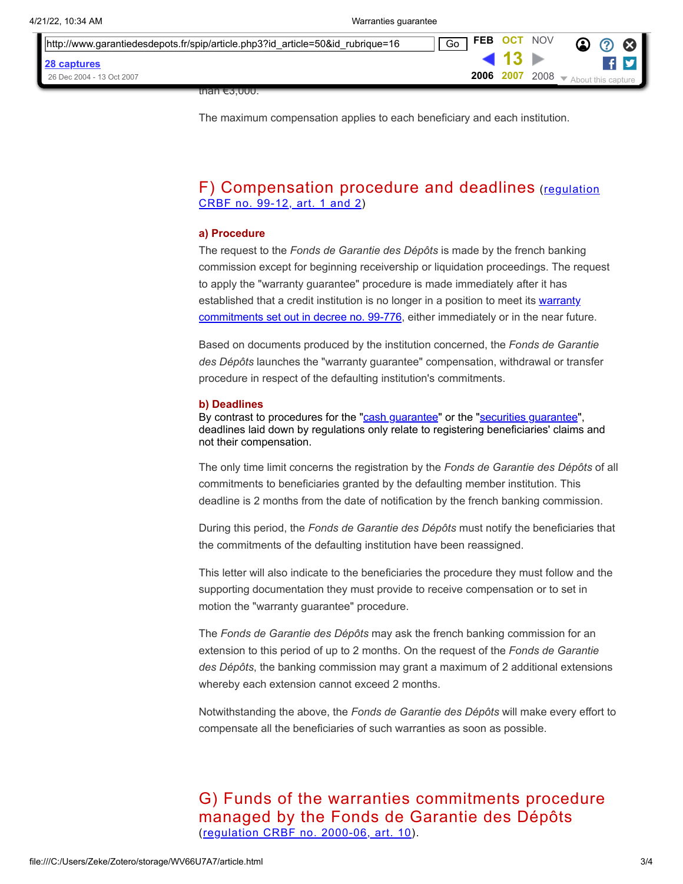than €3,000.

The maximum compensation applies to each beneficiary and each institution.

## F) Compensation procedure and deadlines (regulation CRBF no. 99-12, art. 1 and 2)

### a) Procedure

The request to the *Fonds de Garantie des Dépôts* is made by the french banking commission except for beginning receivership or liquidation proceedings. The request to apply the "warranty guarantee" procedure is made immediately after it has established that a credit institution is no longer in a position to meet its warranty commitments set out in decree no. 99-776, either immediately or in the near future.

Based on documents produced by the institution concerned, the *Fonds de Garantie des Dépôts* launches the "warranty guarantee" compensation, withdrawal or transfer procedure in respect of the defaulting institution's commitments.

### b) Deadlines

By contrast to procedures for the "cash guarantee" or the "securities guarantee", deadlines laid down by regulations only relate to registering beneficiaries' claims and not their compensation.

The only time limit concerns the registration by the *Fonds de Garantie des Dépôts* of all commitments to beneficiaries granted by the defaulting member institution. This deadline is 2 months from the date of notification by the french banking commission.

During this period, the *Fonds de Garantie des Dépôts* must notify the beneficiaries that the commitments of the defaulting institution have been reassigned.

This letter will also indicate to the beneficiaries the procedure they must follow and the supporting documentation they must provide to receive compensation or to set in motion the "warranty guarantee" procedure.

The *Fonds de Garantie des Dépôts* may ask the french banking commission for an extension to this period of up to 2 months. On the request of the *Fonds de Garantie des Dépôts*, the banking commission may grant a maximum of 2 additional extensions whereby each extension cannot exceed 2 months.

Notwithstanding the above, the *Fonds de Garantie des Dépôts* will make every effort to compensate all the beneficiaries of such warranties as soon as possible.

## G) Funds of the warranties commitments procedure managed by the Fonds de Garantie des Dépôts (regulation CRBF no. 2000-06, art. 10).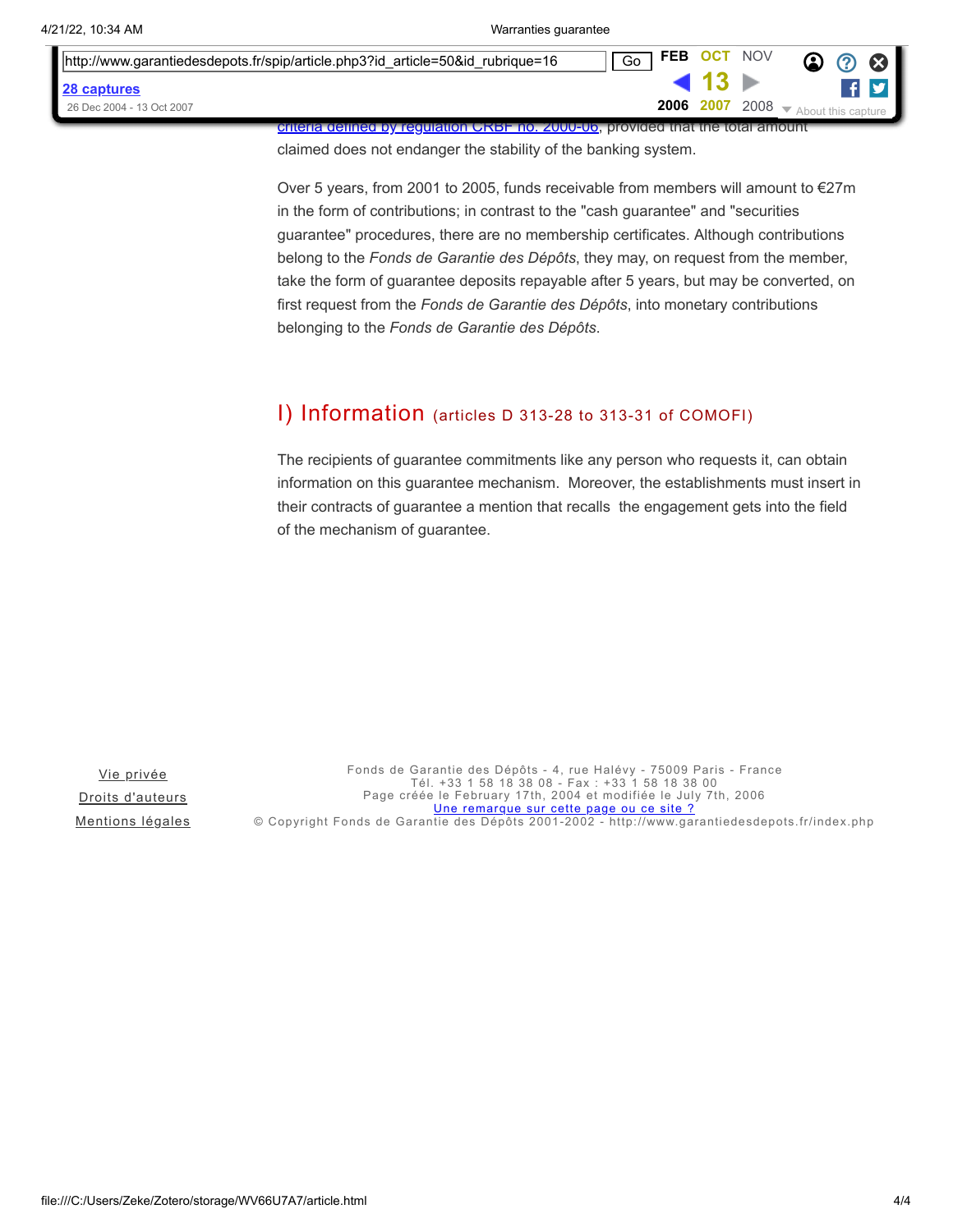criteria defined by regulation CRBF no. 2000-06, provided that the total amount claimed does not endanger the stability of the banking system.

Over 5 years, from 2001 to 2005, funds receivable from members will amount to €27m in the form of contributions; in contrast to the "cash guarantee" and "securities guarantee" procedures, there are no membership certificates. Although contributions belong to the *Fonds de Garantie des Dépôts*, they may, on request from the member, take the form of guarantee deposits repayable after 5 years, but may be converted, on first request from the *Fonds de Garantie des Dépôts*, into monetary contributions belonging to the *Fonds de Garantie des Dépôts*.

## I) Information (articles D 313-28 to 313-31 of COMOFI)

The recipients of guarantee commitments like any person who requests it, can obtain information on this guarantee mechanism. Moreover, the establishments must insert in their contracts of guarantee a mention that recalls the engagement gets into the field of the mechanism of guarantee.

Vie privée
Droits d'auteurs
Mentions légales

Fonds de Garantie des Dépôts - 4, rue Halévy - 75009 Paris - France
Tél. +33 1 58 18 38 08 - Fax : +33 1 58 18 38 00
Page créée le February 17th, 2004 et modifiée le July 7th, 2006
Une remarque sur cette page ou ce site ?
© Copyright Fonds de Garantie des Dépôts 2001-2002 - http://www.garantiedesdepots.fr/index.php